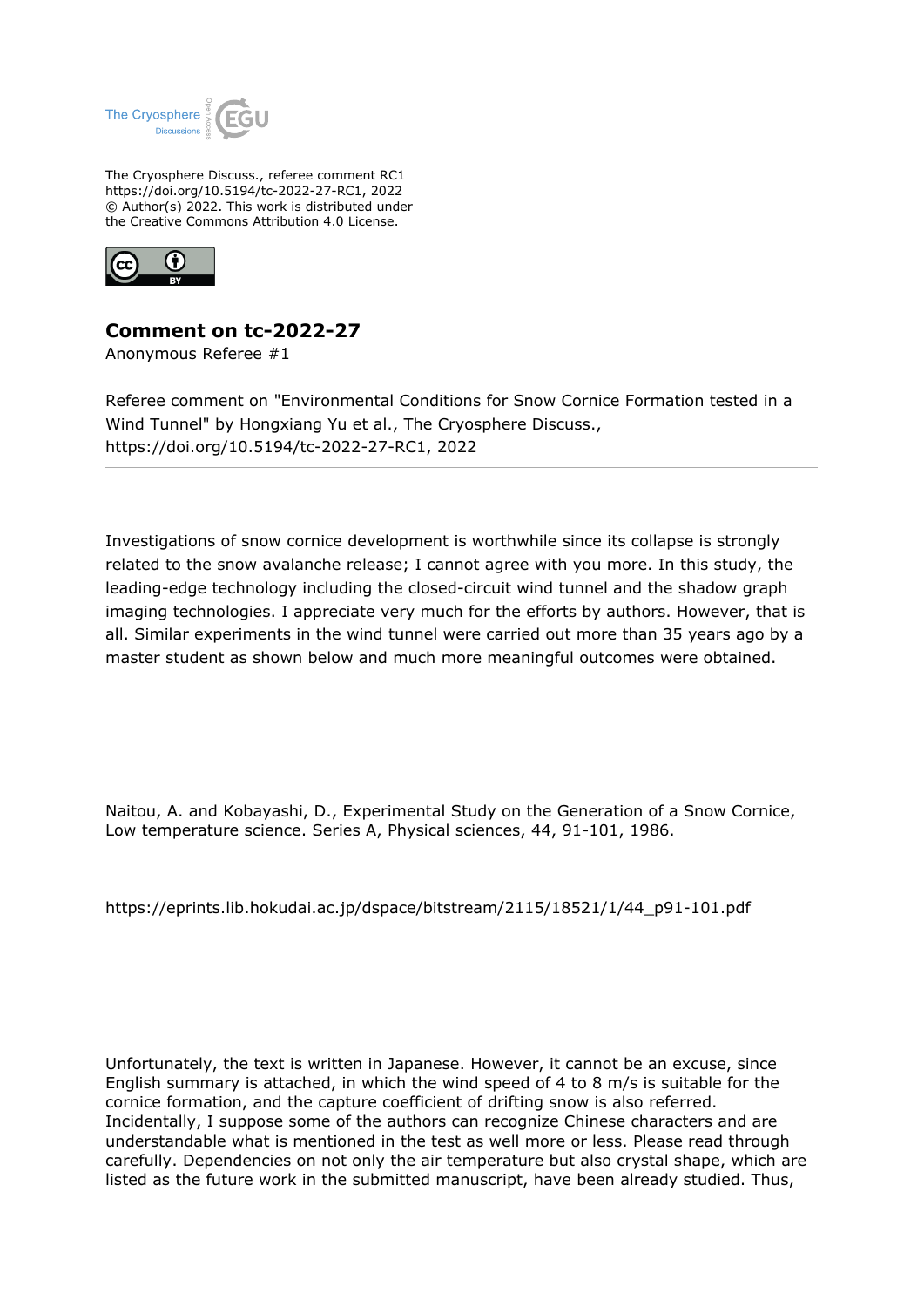The Cryosphere Discuss., referee comment RC1
https://doi.org/10.5194/tc-2022-27-RC1, 2022
© Author(s) 2022. This work is distributed under the Creative Commons Attribution 4.0 License.

# Comment on tc-2022-27

Anonymous Referee #1

Referee comment on "Environmental Conditions for Snow Cornice Formation tested in a Wind Tunnel" by Hongxiang Yu et al., The Cryosphere Discuss., https://doi.org/10.5194/tc-2022-27-RC1, 2022

Investigations of snow cornice development is worthwhile since its collapse is strongly related to the snow avalanche release; I cannot agree with you more. In this study, the leading-edge technology including the closed-circuit wind tunnel and the shadow graph imaging technologies. I appreciate very much for the efforts by authors. However, that is all. Similar experiments in the wind tunnel were carried out more than 35 years ago by a master student as shown below and much more meaningful outcomes were obtained.

Naitou, A. and Kobayashi, D., Experimental Study on the Generation of a Snow Cornice, Low temperature science. Series A, Physical sciences, 44, 91-101, 1986.

https://eprints.lib.hokudai.ac.jp/dspace/bitstream/2115/18521/1/44_p91-101.pdf

Unfortunately, the text is written in Japanese. However, it cannot be an excuse, since English summary is attached, in which the wind speed of 4 to 8 m/s is suitable for the cornice formation, and the capture coefficient of drifting snow is also referred. Incidentally, I suppose some of the authors can recognize Chinese characters and are understandable what is mentioned in the test as well more or less. Please read through carefully. Dependencies on not only the air temperature but also crystal shape, which are listed as the future work in the submitted manuscript, have been already studied. Thus,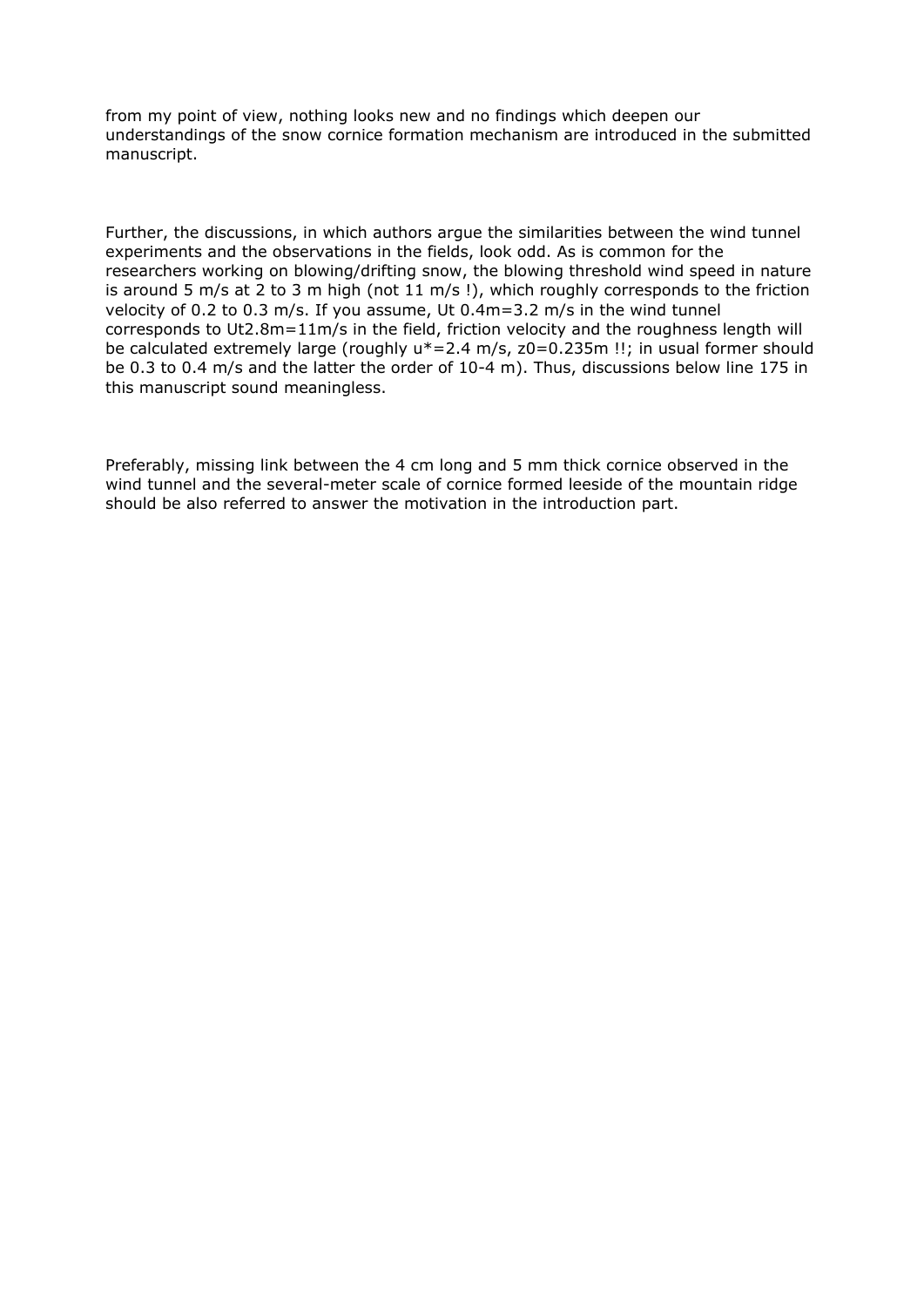from my point of view, nothing looks new and no findings which deepen our understandings of the snow cornice formation mechanism are introduced in the submitted manuscript.

Further, the discussions, in which authors argue the similarities between the wind tunnel experiments and the observations in the fields, look odd. As is common for the researchers working on blowing/drifting snow, the blowing threshold wind speed in nature is around 5 m/s at 2 to 3 m high (not 11 m/s !), which roughly corresponds to the friction velocity of 0.2 to 0.3 m/s. If you assume, $U_{t\,0.4m}$=3.2 m/s in the wind tunnel corresponds to $U_{t2.8m}$=11m/s in the field, friction velocity and the roughness length will be calculated extremely large (roughly $u^*$=2.4 m/s, $z_0$=0.235m !!; in usual former should be 0.3 to 0.4 m/s and the latter the order of $10^{-4}$ m). Thus, discussions below line 175 in this manuscript sound meaningless.

Preferably, missing link between the 4 cm long and 5 mm thick cornice observed in the wind tunnel and the several-meter scale of cornice formed leeside of the mountain ridge should be also referred to answer the motivation in the introduction part.